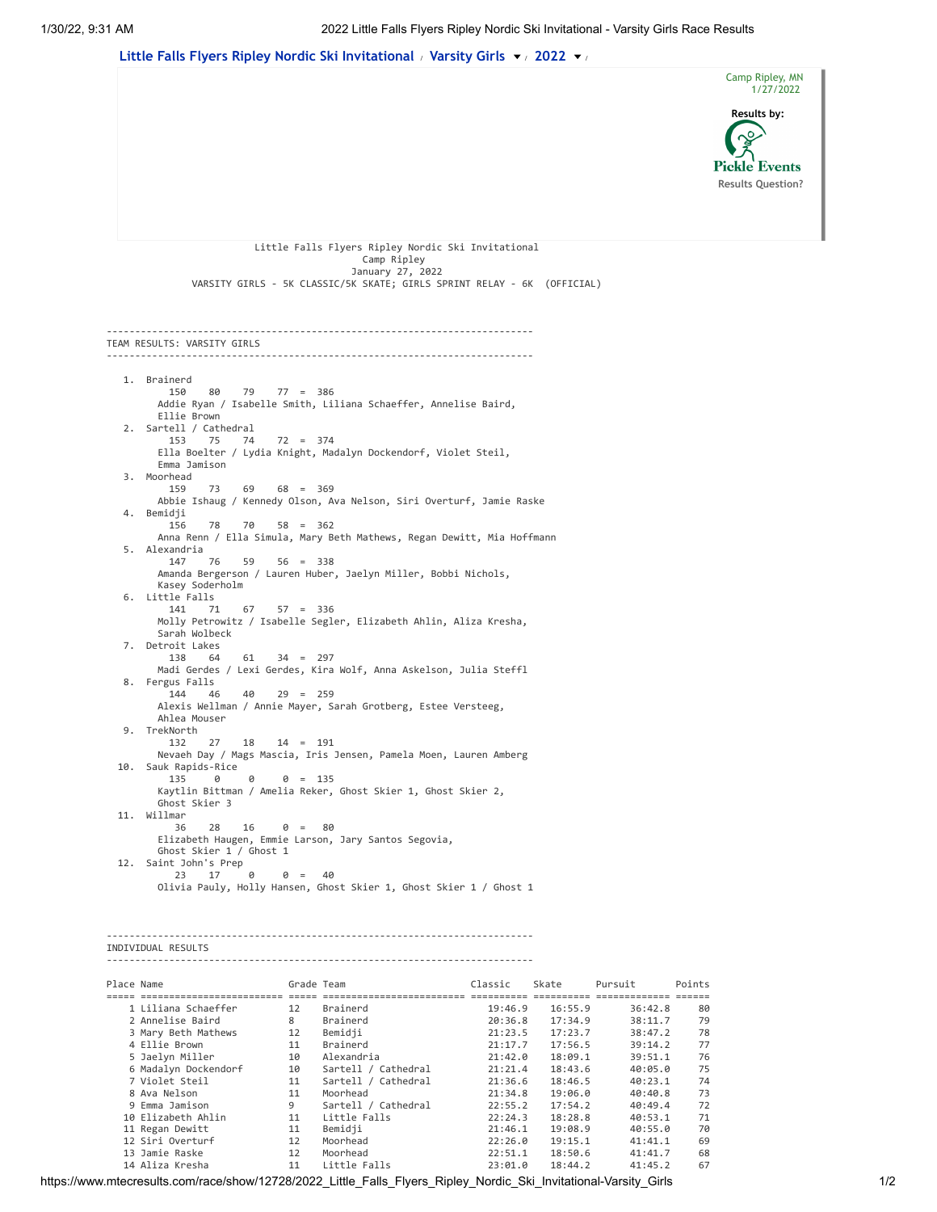Little Falls Flyers Ripley Nordic Ski Invitational / Varsity Girls / 2022

Camp Ripley, MN
1/27/2022

Results by: Pickle Events
Results Question?

Little Falls Flyers Ripley Nordic Ski Invitational
Camp Ripley
January 27, 2022
VARSITY GIRLS - 5K CLASSIC/5K SKATE; GIRLS SPRINT RELAY - 6K (OFFICIAL)

## TEAM RESULTS: VARSITY GIRLS

1. Brainerd
   150 80 79 77 = 386
   Addie Ryan / Isabelle Smith, Liliana Schaeffer, Annelise Baird, Ellie Brown
2. Sartell / Cathedral
   153 75 74 72 = 374
   Ella Boelter / Lydia Knight, Madalyn Dockendorf, Violet Steil, Emma Jamison
3. Moorhead
   159 73 69 68 = 369
   Abbie Ishaug / Kennedy Olson, Ava Nelson, Siri Overturf, Jamie Raske
4. Bemidji
   156 78 70 58 = 362
   Anna Renn / Ella Simula, Mary Beth Mathews, Regan Dewitt, Mia Hoffmann
5. Alexandria
   147 76 59 56 = 338
   Amanda Bergerson / Lauren Huber, Jaelyn Miller, Bobbi Nichols, Kasey Soderholm
6. Little Falls
   141 71 67 57 = 336
   Molly Petrowitz / Isabelle Segler, Elizabeth Ahlin, Aliza Kresha, Sarah Wolbeck
7. Detroit Lakes
   138 64 61 34 = 297
   Madi Gerdes / Lexi Gerdes, Kira Wolf, Anna Askelson, Julia Steffl
8. Fergus Falls
   144 46 40 29 = 259
   Alexis Wellman / Annie Mayer, Sarah Grotberg, Estee Versteeg, Ahlea Mouser
9. TrekNorth
   132 27 18 14 = 191
   Nevaeh Day / Mags Mascia, Iris Jensen, Pamela Moen, Lauren Amberg
10. Sauk Rapids-Rice
    135 0 0 0 = 135
    Kaytlin Bittman / Amelia Reker, Ghost Skier 1, Ghost Skier 2, Ghost Skier 3
11. Willmar
    36 28 16 0 = 80
    Elizabeth Haugen, Emmie Larson, Jary Santos Segovia, Ghost Skier 1 / Ghost 1
12. Saint John's Prep
    23 17 0 0 = 40
    Olivia Pauly, Holly Hansen, Ghost Skier 1, Ghost Skier 1 / Ghost 1

## INDIVIDUAL RESULTS

| Place | Name | Grade | Team | Classic | Skate | Pursuit | Points |
|---|---|---|---|---|---|---|---|
| 1 | Liliana Schaeffer | 12 | Brainerd | 19:46.9 | 16:55.9 | 36:42.8 | 80 |
| 2 | Annelise Baird | 8 | Brainerd | 20:36.8 | 17:34.9 | 38:11.7 | 79 |
| 3 | Mary Beth Mathews | 12 | Bemidji | 21:23.5 | 17:23.7 | 38:47.2 | 78 |
| 4 | Ellie Brown | 11 | Brainerd | 21:17.7 | 17:56.5 | 39:14.2 | 77 |
| 5 | Jaelyn Miller | 10 | Alexandria | 21:42.0 | 18:09.1 | 39:51.1 | 76 |
| 6 | Madalyn Dockendorf | 10 | Sartell / Cathedral | 21:21.4 | 18:43.6 | 40:05.0 | 75 |
| 7 | Violet Steil | 11 | Sartell / Cathedral | 21:36.6 | 18:46.5 | 40:23.1 | 74 |
| 8 | Ava Nelson | 11 | Moorhead | 21:34.8 | 19:06.0 | 40:40.8 | 73 |
| 9 | Emma Jamison | 9 | Sartell / Cathedral | 22:55.2 | 17:54.2 | 40:49.4 | 72 |
| 10 | Elizabeth Ahlin | 11 | Little Falls | 22:24.3 | 18:28.8 | 40:53.1 | 71 |
| 11 | Regan Dewitt | 11 | Bemidji | 21:46.1 | 19:08.9 | 40:55.0 | 70 |
| 12 | Siri Overturf | 12 | Moorhead | 22:26.0 | 19:15.1 | 41:41.1 | 69 |
| 13 | Jamie Raske | 12 | Moorhead | 22:51.1 | 18:50.6 | 41:41.7 | 68 |
| 14 | Aliza Kresha | 11 | Little Falls | 23:01.0 | 18:44.2 | 41:45.2 | 67 |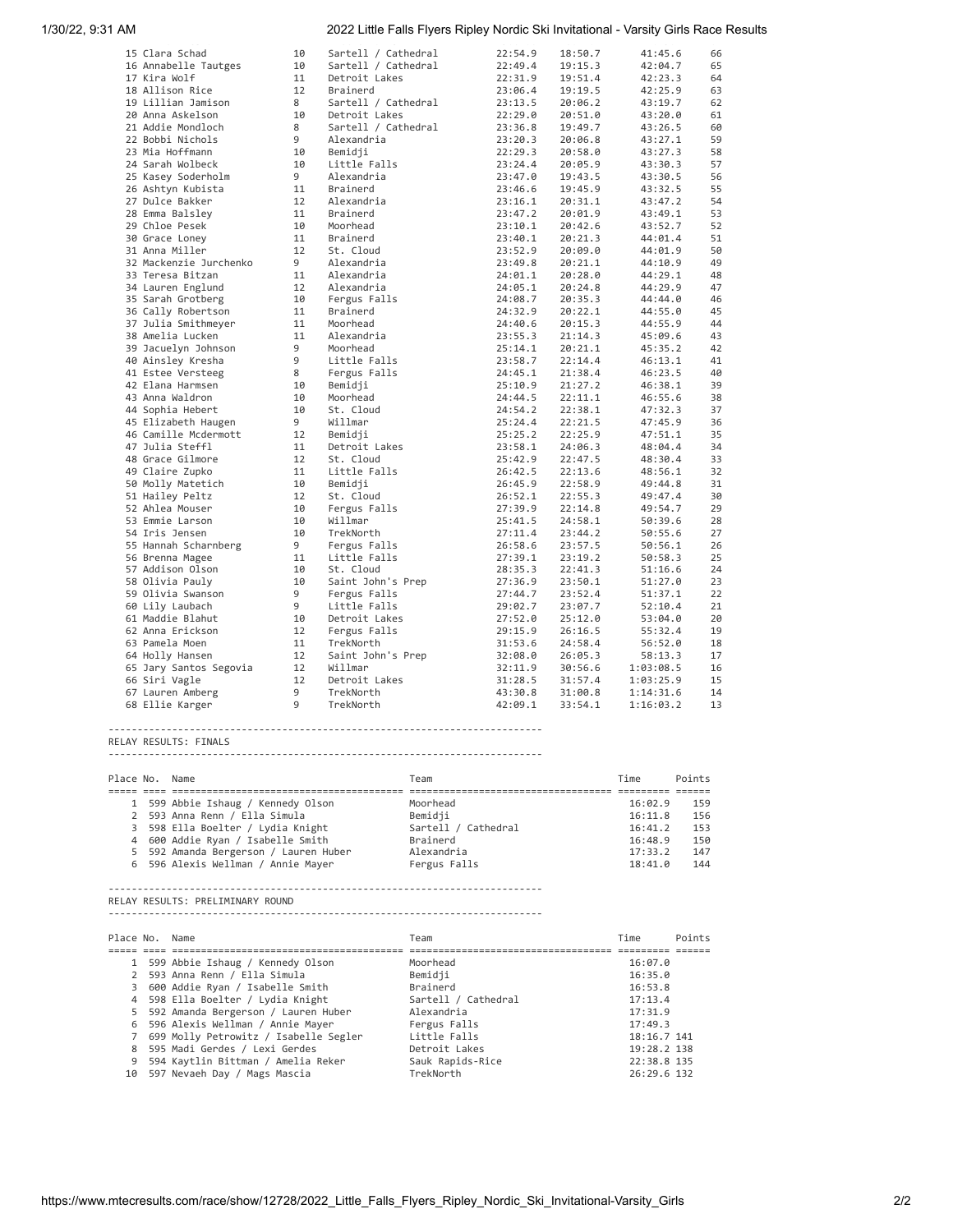| | | | | | | | |
|---|---|---|---|---|---|---|---|
| 15 | Clara Schad | 10 | Sartell / Cathedral | 22:54.9 | 18:50.7 | 41:45.6 | 66 |
| 16 | Annabelle Tautges | 10 | Sartell / Cathedral | 22:49.4 | 19:15.3 | 42:04.7 | 65 |
| 17 | Kira Wolf | 11 | Detroit Lakes | 22:31.9 | 19:51.4 | 42:23.3 | 64 |
| 18 | Allison Rice | 12 | Brainerd | 23:06.4 | 19:19.5 | 42:25.9 | 63 |
| 19 | Lillian Jamison | 8 | Sartell / Cathedral | 23:13.5 | 20:06.2 | 43:19.7 | 62 |
| 20 | Anna Askelson | 10 | Detroit Lakes | 22:29.0 | 20:51.0 | 43:20.0 | 61 |
| 21 | Addie Mondloch | 8 | Sartell / Cathedral | 23:36.8 | 19:49.7 | 43:26.5 | 60 |
| 22 | Bobbi Nichols | 9 | Alexandria | 23:20.3 | 20:06.8 | 43:27.1 | 59 |
| 23 | Mia Hoffmann | 10 | Bemidji | 22:29.3 | 20:58.0 | 43:27.3 | 58 |
| 24 | Sarah Wolbeck | 10 | Little Falls | 23:24.4 | 20:05.9 | 43:30.3 | 57 |
| 25 | Kasey Soderholm | 9 | Alexandria | 23:47.0 | 19:43.5 | 43:30.5 | 56 |
| 26 | Ashtyn Kubista | 11 | Brainerd | 23:46.6 | 19:45.9 | 43:32.5 | 55 |
| 27 | Dulce Bakker | 12 | Alexandria | 23:16.1 | 20:31.1 | 43:47.2 | 54 |
| 28 | Emma Balsley | 11 | Brainerd | 23:47.2 | 20:01.9 | 43:49.1 | 53 |
| 29 | Chloe Pesek | 10 | Moorhead | 23:10.1 | 20:42.6 | 43:52.7 | 52 |
| 30 | Grace Loney | 11 | Brainerd | 23:40.1 | 20:21.3 | 44:01.4 | 51 |
| 31 | Anna Miller | 12 | St. Cloud | 23:52.9 | 20:09.0 | 44:01.9 | 50 |
| 32 | Mackenzie Jurchenko | 9 | Alexandria | 23:49.8 | 20:21.1 | 44:10.9 | 49 |
| 33 | Teresa Bitzan | 11 | Alexandria | 24:01.1 | 20:28.0 | 44:29.1 | 48 |
| 34 | Lauren Englund | 12 | Alexandria | 24:05.1 | 20:24.8 | 44:29.9 | 47 |
| 35 | Sarah Grotberg | 10 | Fergus Falls | 24:08.7 | 20:35.3 | 44:44.0 | 46 |
| 36 | Cally Robertson | 11 | Brainerd | 24:32.9 | 20:22.1 | 44:55.0 | 45 |
| 37 | Julia Smithmeyer | 11 | Moorhead | 24:40.6 | 20:15.3 | 44:55.9 | 44 |
| 38 | Amelia Lucken | 11 | Alexandria | 23:55.3 | 21:14.3 | 45:09.6 | 43 |
| 39 | Jacuelyn Johnson | 9 | Moorhead | 25:14.1 | 20:21.1 | 45:35.2 | 42 |
| 40 | Ainsley Kresha | 9 | Little Falls | 23:58.7 | 22:14.4 | 46:13.1 | 41 |
| 41 | Estee Versteeg | 8 | Fergus Falls | 24:45.1 | 21:38.4 | 46:23.5 | 40 |
| 42 | Elana Harmsen | 10 | Bemidji | 25:10.9 | 21:27.2 | 46:38.1 | 39 |
| 43 | Anna Waldron | 10 | Moorhead | 24:44.5 | 22:11.1 | 46:55.6 | 38 |
| 44 | Sophia Hebert | 10 | St. Cloud | 24:54.2 | 22:38.1 | 47:32.3 | 37 |
| 45 | Elizabeth Haugen | 9 | Willmar | 25:24.4 | 22:21.5 | 47:45.9 | 36 |
| 46 | Camille Mcdermott | 12 | Bemidji | 25:25.2 | 22:25.9 | 47:51.1 | 35 |
| 47 | Julia Steffl | 11 | Detroit Lakes | 23:58.1 | 24:06.3 | 48:04.4 | 34 |
| 48 | Grace Gilmore | 12 | St. Cloud | 25:42.9 | 22:47.5 | 48:30.4 | 33 |
| 49 | Claire Zupko | 11 | Little Falls | 26:42.5 | 22:13.6 | 48:56.1 | 32 |
| 50 | Molly Matetich | 10 | Bemidji | 26:45.9 | 22:58.9 | 49:44.8 | 31 |
| 51 | Hailey Peltz | 12 | St. Cloud | 26:52.1 | 22:55.3 | 49:47.4 | 30 |
| 52 | Ahlea Mouser | 10 | Fergus Falls | 27:39.9 | 22:14.8 | 49:54.7 | 29 |
| 53 | Emmie Larson | 10 | Willmar | 25:41.5 | 24:58.1 | 50:39.6 | 28 |
| 54 | Iris Jensen | 10 | TrekNorth | 27:11.4 | 23:44.2 | 50:55.6 | 27 |
| 55 | Hannah Scharnberg | 9 | Fergus Falls | 26:58.6 | 23:57.5 | 50:56.1 | 26 |
| 56 | Brenna Magee | 11 | Little Falls | 27:39.1 | 23:19.2 | 50:58.3 | 25 |
| 57 | Addison Olson | 10 | St. Cloud | 28:35.3 | 22:41.3 | 51:16.6 | 24 |
| 58 | Olivia Pauly | 10 | Saint John's Prep | 27:36.9 | 23:50.1 | 51:27.0 | 23 |
| 59 | Olivia Swanson | 9 | Fergus Falls | 27:44.7 | 23:52.4 | 51:37.1 | 22 |
| 60 | Lily Laubach | 9 | Little Falls | 29:02.7 | 23:07.7 | 52:10.4 | 21 |
| 61 | Maddie Blahut | 10 | Detroit Lakes | 27:52.0 | 25:12.0 | 53:04.0 | 20 |
| 62 | Anna Erickson | 12 | Fergus Falls | 29:15.9 | 26:16.5 | 55:32.4 | 19 |
| 63 | Pamela Moen | 11 | TrekNorth | 31:53.6 | 24:58.4 | 56:52.0 | 18 |
| 64 | Holly Hansen | 12 | Saint John's Prep | 32:08.0 | 26:05.3 | 58:13.3 | 17 |
| 65 | Jary Santos Segovia | 12 | Willmar | 32:11.9 | 30:56.6 | 1:03:08.5 | 16 |
| 66 | Siri Vagle | 12 | Detroit Lakes | 31:28.5 | 31:57.4 | 1:03:25.9 | 15 |
| 67 | Lauren Amberg | 9 | TrekNorth | 43:30.8 | 31:00.8 | 1:14:31.6 | 14 |
| 68 | Ellie Karger | 9 | TrekNorth | 42:09.1 | 33:54.1 | 1:16:03.2 | 13 |

## RELAY RESULTS: FINALS

| Place | No. | Name | Team | Time | Points |
|---|---|---|---|---|---|
| 1 | 599 | Abbie Ishaug / Kennedy Olson | Moorhead | 16:02.9 | 159 |
| 2 | 593 | Anna Renn / Ella Simula | Bemidji | 16:11.8 | 156 |
| 3 | 598 | Ella Boelter / Lydia Knight | Sartell / Cathedral | 16:41.2 | 153 |
| 4 | 600 | Addie Ryan / Isabelle Smith | Brainerd | 16:48.9 | 150 |
| 5 | 592 | Amanda Bergerson / Lauren Huber | Alexandria | 17:33.2 | 147 |
| 6 | 596 | Alexis Wellman / Annie Mayer | Fergus Falls | 18:41.0 | 144 |

## RELAY RESULTS: PRELIMINARY ROUND

| Place | No. | Name | Team | Time | Points |
|---|---|---|---|---|---|
| 1 | 599 | Abbie Ishaug / Kennedy Olson | Moorhead | 16:07.0 | |
| 2 | 593 | Anna Renn / Ella Simula | Bemidji | 16:35.0 | |
| 3 | 600 | Addie Ryan / Isabelle Smith | Brainerd | 16:53.8 | |
| 4 | 598 | Ella Boelter / Lydia Knight | Sartell / Cathedral | 17:13.4 | |
| 5 | 592 | Amanda Bergerson / Lauren Huber | Alexandria | 17:31.9 | |
| 6 | 596 | Alexis Wellman / Annie Mayer | Fergus Falls | 17:49.3 | |
| 7 | 699 | Molly Petrowitz / Isabelle Segler | Little Falls | 18:16.7 | 141 |
| 8 | 595 | Madi Gerdes / Lexi Gerdes | Detroit Lakes | 19:28.2 | 138 |
| 9 | 594 | Kaytlin Bittman / Amelia Reker | Sauk Rapids-Rice | 22:38.8 | 135 |
| 10 | 597 | Nevaeh Day / Mags Mascia | TrekNorth | 26:29.6 | 132 |